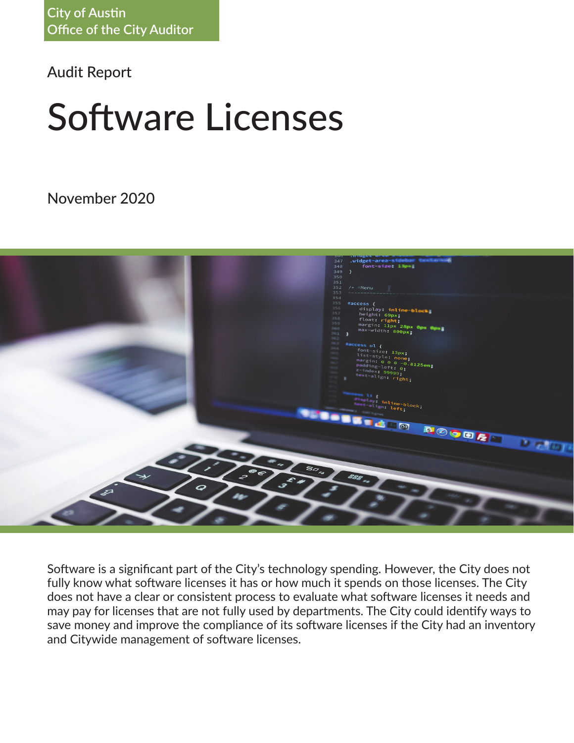City of Austin
Office of the City Auditor

Audit Report

# Software Licenses

November 2020

Software is a significant part of the City's technology spending. However, the City does not fully know what software licenses it has or how much it spends on those licenses. The City does not have a clear or consistent process to evaluate what software licenses it needs and may pay for licenses that are not fully used by departments. The City could identify ways to save money and improve the compliance of its software licenses if the City had an inventory and Citywide management of software licenses.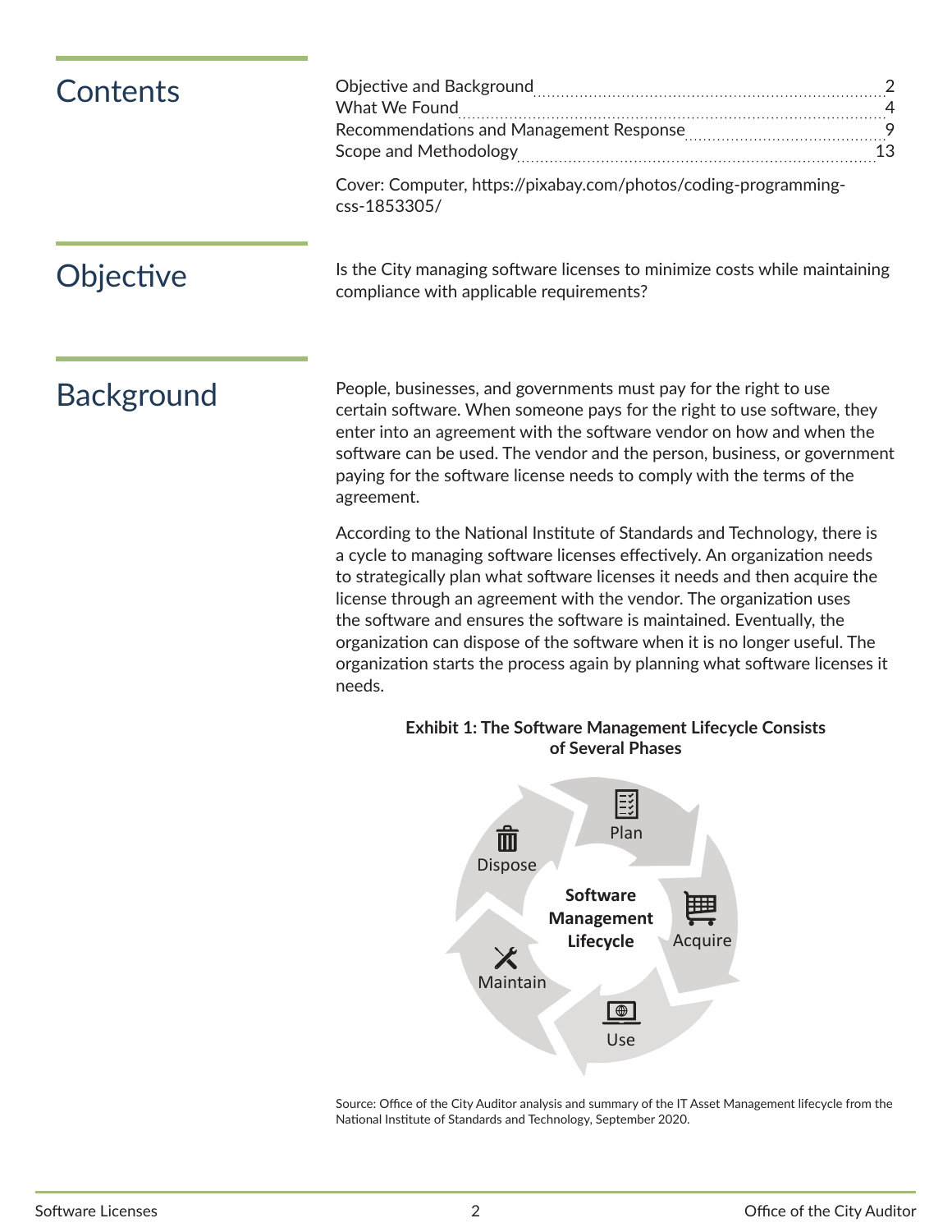## Contents

| | |
|---|---|
| Objective and Background | 2 |
| What We Found | 4 |
| Recommendations and Management Response | 9 |
| Scope and Methodology | 13 |

Cover: Computer, https://pixabay.com/photos/coding-programming-css-1853305/

## Objective

Is the City managing software licenses to minimize costs while maintaining compliance with applicable requirements?

## Background

People, businesses, and governments must pay for the right to use certain software. When someone pays for the right to use software, they enter into an agreement with the software vendor on how and when the software can be used. The vendor and the person, business, or government paying for the software license needs to comply with the terms of the agreement.

According to the National Institute of Standards and Technology, there is a cycle to managing software licenses effectively. An organization needs to strategically plan what software licenses it needs and then acquire the license through an agreement with the vendor. The organization uses the software and ensures the software is maintained. Eventually, the organization can dispose of the software when it is no longer useful. The organization starts the process again by planning what software licenses it needs.

**Exhibit 1: The Software Management Lifecycle Consists of Several Phases**

Software Management Lifecycle: Plan → Acquire → Use → Maintain → Dispose

Source: Office of the City Auditor analysis and summary of the IT Asset Management lifecycle from the National Institute of Standards and Technology, September 2020.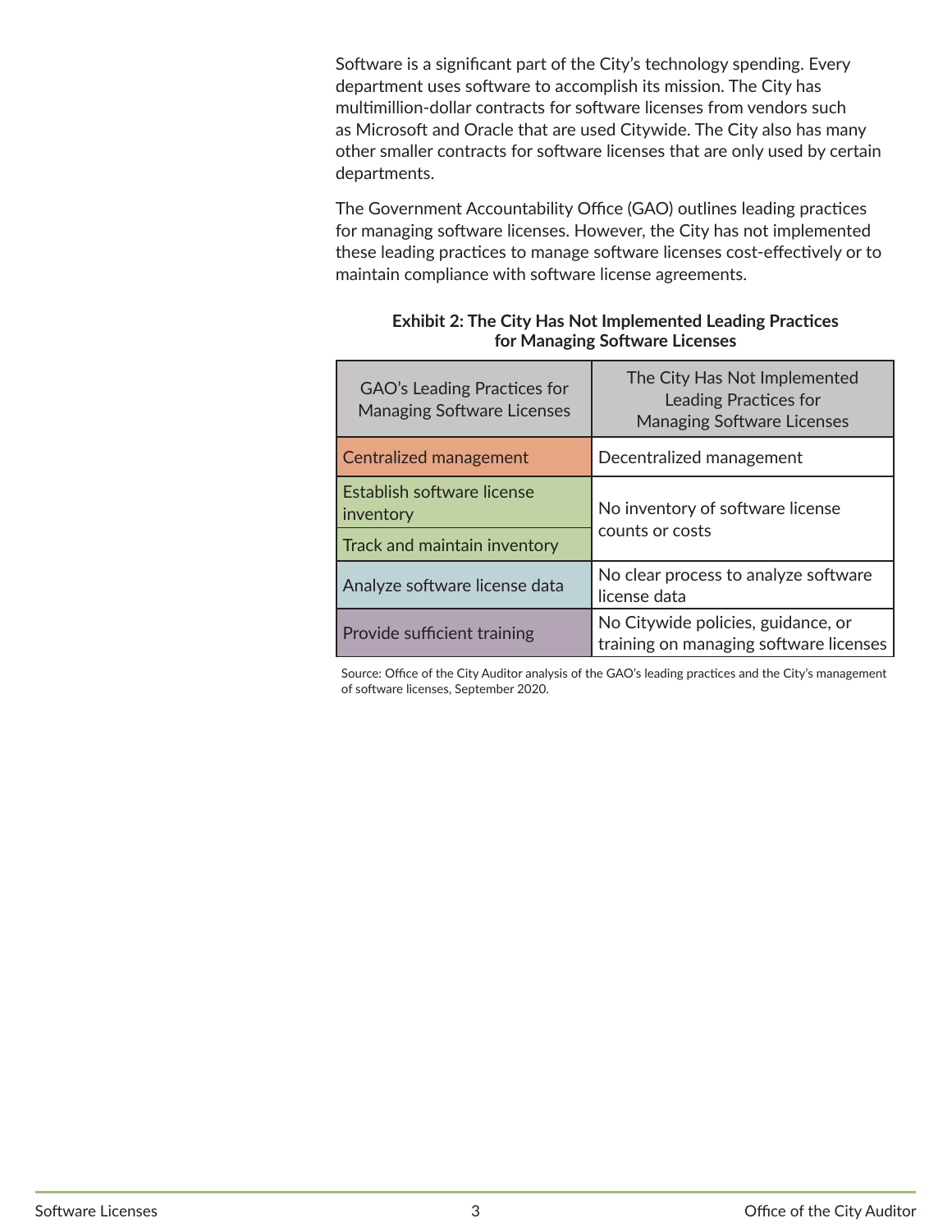Software is a significant part of the City's technology spending. Every department uses software to accomplish its mission. The City has multimillion-dollar contracts for software licenses from vendors such as Microsoft and Oracle that are used Citywide. The City also has many other smaller contracts for software licenses that are only used by certain departments.

The Government Accountability Office (GAO) outlines leading practices for managing software licenses. However, the City has not implemented these leading practices to manage software licenses cost-effectively or to maintain compliance with software license agreements.

**Exhibit 2: The City Has Not Implemented Leading Practices for Managing Software Licenses**

| GAO's Leading Practices for Managing Software Licenses | The City Has Not Implemented Leading Practices for Managing Software Licenses |
| --- | --- |
| Centralized management | Decentralized management |
| Establish software license inventory | No inventory of software license counts or costs |
| Track and maintain inventory | |
| Analyze software license data | No clear process to analyze software license data |
| Provide sufficient training | No Citywide policies, guidance, or training on managing software licenses |

Source: Office of the City Auditor analysis of the GAO's leading practices and the City's management of software licenses, September 2020.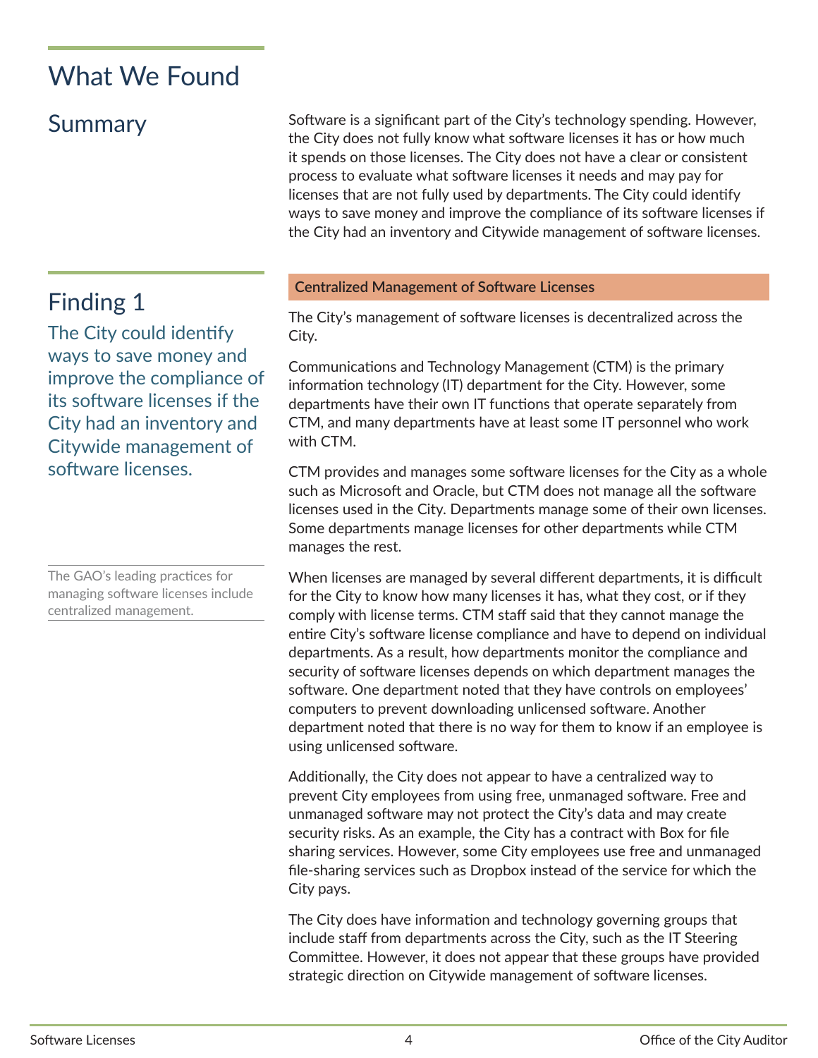# What We Found

## Summary

Software is a significant part of the City's technology spending. However, the City does not fully know what software licenses it has or how much it spends on those licenses. The City does not have a clear or consistent process to evaluate what software licenses it needs and may pay for licenses that are not fully used by departments. The City could identify ways to save money and improve the compliance of its software licenses if the City had an inventory and Citywide management of software licenses.

## Finding 1

### The City could identify ways to save money and improve the compliance of its software licenses if the City had an inventory and Citywide management of software licenses.

The GAO's leading practices for managing software licenses include centralized management.

**Centralized Management of Software Licenses**

The City's management of software licenses is decentralized across the City.

Communications and Technology Management (CTM) is the primary information technology (IT) department for the City. However, some departments have their own IT functions that operate separately from CTM, and many departments have at least some IT personnel who work with CTM.

CTM provides and manages some software licenses for the City as a whole such as Microsoft and Oracle, but CTM does not manage all the software licenses used in the City. Departments manage some of their own licenses. Some departments manage licenses for other departments while CTM manages the rest.

When licenses are managed by several different departments, it is difficult for the City to know how many licenses it has, what they cost, or if they comply with license terms. CTM staff said that they cannot manage the entire City's software license compliance and have to depend on individual departments. As a result, how departments monitor the compliance and security of software licenses depends on which department manages the software. One department noted that they have controls on employees' computers to prevent downloading unlicensed software. Another department noted that there is no way for them to know if an employee is using unlicensed software.

Additionally, the City does not appear to have a centralized way to prevent City employees from using free, unmanaged software. Free and unmanaged software may not protect the City's data and may create security risks. As an example, the City has a contract with Box for file sharing services. However, some City employees use free and unmanaged file-sharing services such as Dropbox instead of the service for which the City pays.

The City does have information and technology governing groups that include staff from departments across the City, such as the IT Steering Committee. However, it does not appear that these groups have provided strategic direction on Citywide management of software licenses.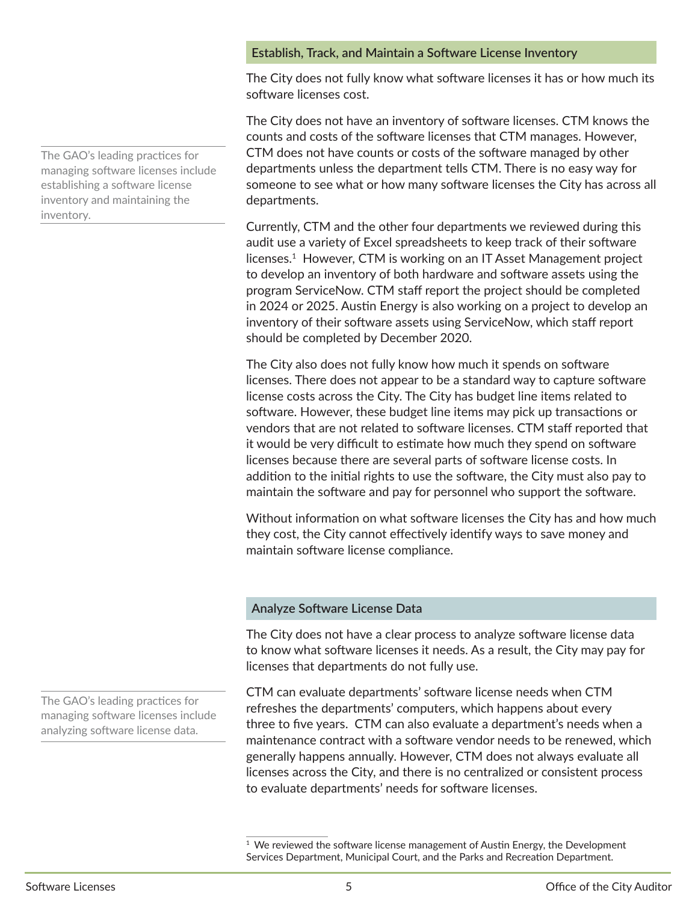## Establish, Track, and Maintain a Software License Inventory

The City does not fully know what software licenses it has or how much its software licenses cost.

> The GAO's leading practices for managing software licenses include establishing a software license inventory and maintaining the inventory.

The City does not have an inventory of software licenses. CTM knows the counts and costs of the software licenses that CTM manages. However, CTM does not have counts or costs of the software managed by other departments unless the department tells CTM. There is no easy way for someone to see what or how many software licenses the City has across all departments.

Currently, CTM and the other four departments we reviewed during this audit use a variety of Excel spreadsheets to keep track of their software licenses.[1] However, CTM is working on an IT Asset Management project to develop an inventory of both hardware and software assets using the program ServiceNow. CTM staff report the project should be completed in 2024 or 2025. Austin Energy is also working on a project to develop an inventory of their software assets using ServiceNow, which staff report should be completed by December 2020.

The City also does not fully know how much it spends on software licenses. There does not appear to be a standard way to capture software license costs across the City. The City has budget line items related to software. However, these budget line items may pick up transactions or vendors that are not related to software licenses. CTM staff reported that it would be very difficult to estimate how much they spend on software licenses because there are several parts of software license costs. In addition to the initial rights to use the software, the City must also pay to maintain the software and pay for personnel who support the software.

Without information on what software licenses the City has and how much they cost, the City cannot effectively identify ways to save money and maintain software license compliance.

## Analyze Software License Data

The City does not have a clear process to analyze software license data to know what software licenses it needs. As a result, the City may pay for licenses that departments do not fully use.

> The GAO's leading practices for managing software licenses include analyzing software license data.

CTM can evaluate departments' software license needs when CTM refreshes the departments' computers, which happens about every three to five years. CTM can also evaluate a department's needs when a maintenance contract with a software vendor needs to be renewed, which generally happens annually. However, CTM does not always evaluate all licenses across the City, and there is no centralized or consistent process to evaluate departments' needs for software licenses.

---

[1] We reviewed the software license management of Austin Energy, the Development Services Department, Municipal Court, and the Parks and Recreation Department.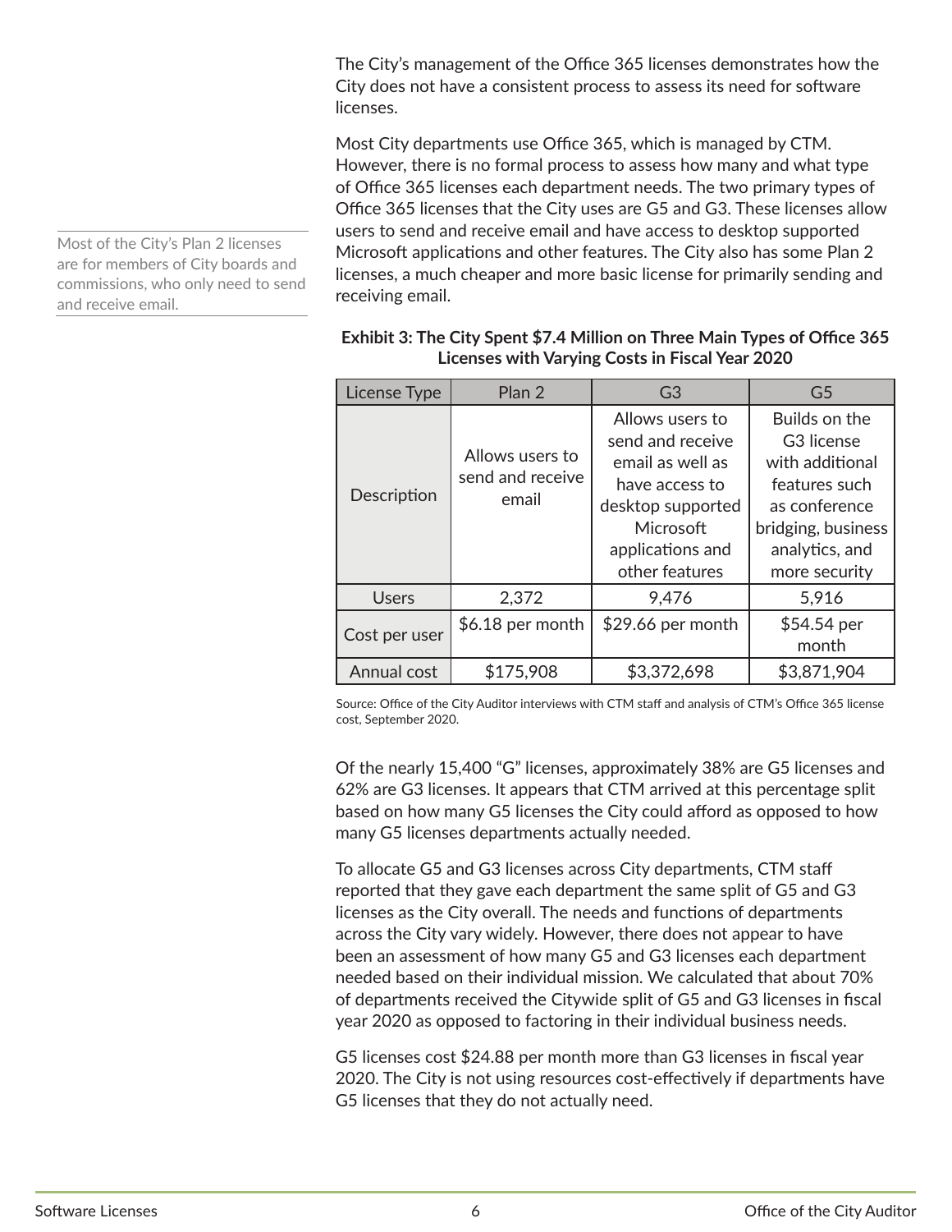The City's management of the Office 365 licenses demonstrates how the City does not have a consistent process to assess its need for software licenses.

Most City departments use Office 365, which is managed by CTM. However, there is no formal process to assess how many and what type of Office 365 licenses each department needs. The two primary types of Office 365 licenses that the City uses are G5 and G3. These licenses allow users to send and receive email and have access to desktop supported Microsoft applications and other features. The City also has some Plan 2 licenses, a much cheaper and more basic license for primarily sending and receiving email.

Most of the City's Plan 2 licenses are for members of City boards and commissions, who only need to send and receive email.

**Exhibit 3: The City Spent $7.4 Million on Three Main Types of Office 365 Licenses with Varying Costs in Fiscal Year 2020**

| License Type | Plan 2 | G3 | G5 |
|---|---|---|---|
| Description | Allows users to send and receive email | Allows users to send and receive email as well as have access to desktop supported Microsoft applications and other features | Builds on the G3 license with additional features such as conference bridging, business analytics, and more security |
| Users | 2,372 | 9,476 | 5,916 |
| Cost per user | $6.18 per month | $29.66 per month | $54.54 per month |
| Annual cost | $175,908 | $3,372,698 | $3,871,904 |

Source: Office of the City Auditor interviews with CTM staff and analysis of CTM's Office 365 license cost, September 2020.

Of the nearly 15,400 "G" licenses, approximately 38% are G5 licenses and 62% are G3 licenses. It appears that CTM arrived at this percentage split based on how many G5 licenses the City could afford as opposed to how many G5 licenses departments actually needed.

To allocate G5 and G3 licenses across City departments, CTM staff reported that they gave each department the same split of G5 and G3 licenses as the City overall. The needs and functions of departments across the City vary widely. However, there does not appear to have been an assessment of how many G5 and G3 licenses each department needed based on their individual mission. We calculated that about 70% of departments received the Citywide split of G5 and G3 licenses in fiscal year 2020 as opposed to factoring in their individual business needs.

G5 licenses cost $24.88 per month more than G3 licenses in fiscal year 2020. The City is not using resources cost-effectively if departments have G5 licenses that they do not actually need.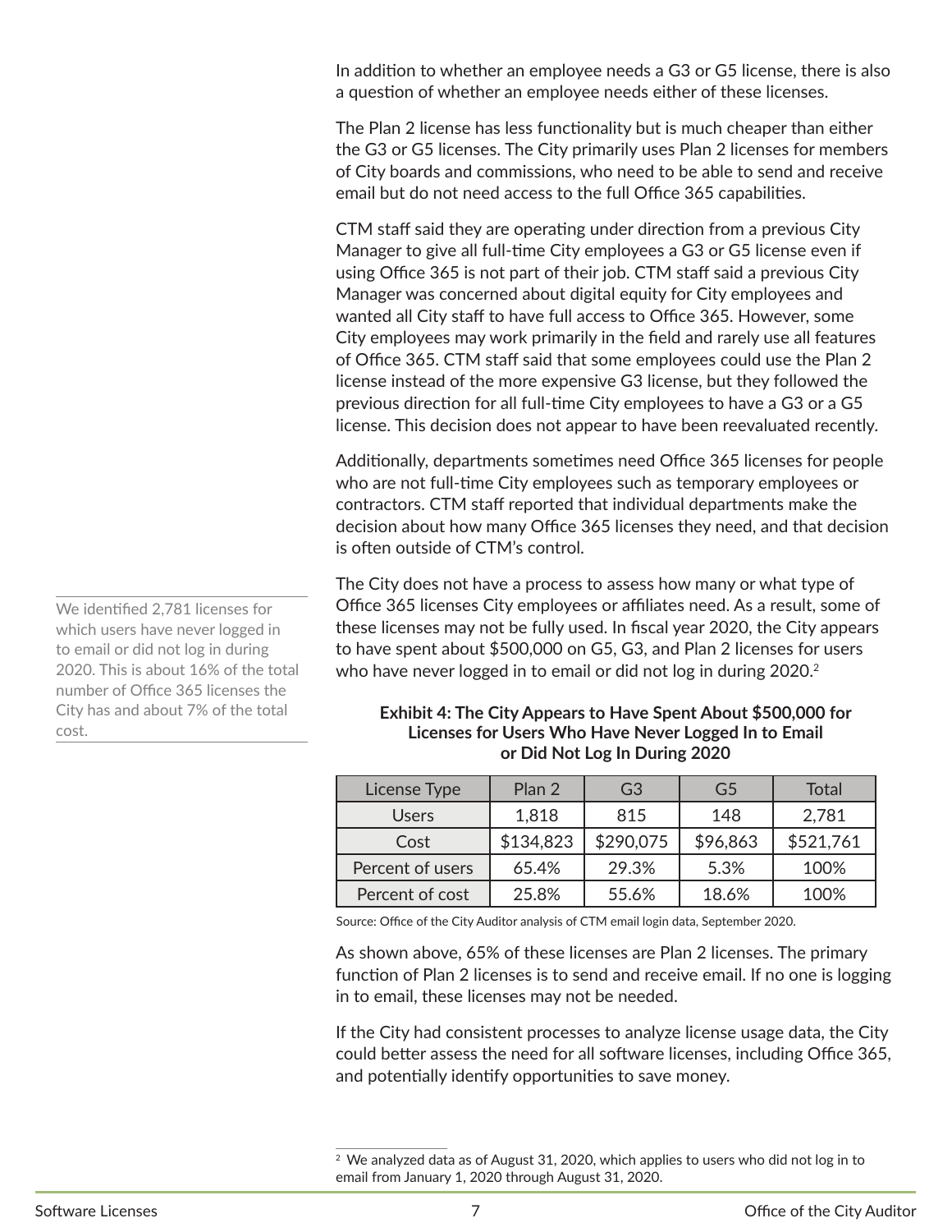In addition to whether an employee needs a G3 or G5 license, there is also a question of whether an employee needs either of these licenses.

The Plan 2 license has less functionality but is much cheaper than either the G3 or G5 licenses. The City primarily uses Plan 2 licenses for members of City boards and commissions, who need to be able to send and receive email but do not need access to the full Office 365 capabilities.

CTM staff said they are operating under direction from a previous City Manager to give all full-time City employees a G3 or G5 license even if using Office 365 is not part of their job. CTM staff said a previous City Manager was concerned about digital equity for City employees and wanted all City staff to have full access to Office 365. However, some City employees may work primarily in the field and rarely use all features of Office 365. CTM staff said that some employees could use the Plan 2 license instead of the more expensive G3 license, but they followed the previous direction for all full-time City employees to have a G3 or a G5 license. This decision does not appear to have been reevaluated recently.

Additionally, departments sometimes need Office 365 licenses for people who are not full-time City employees such as temporary employees or contractors. CTM staff reported that individual departments make the decision about how many Office 365 licenses they need, and that decision is often outside of CTM's control.

> We identified 2,781 licenses for which users have never logged in to email or did not log in during 2020. This is about 16% of the total number of Office 365 licenses the City has and about 7% of the total cost.

The City does not have a process to assess how many or what type of Office 365 licenses City employees or affiliates need. As a result, some of these licenses may not be fully used. In fiscal year 2020, the City appears to have spent about $500,000 on G5, G3, and Plan 2 licenses for users who have never logged in to email or did not log in during 2020.[2]

**Exhibit 4: The City Appears to Have Spent About $500,000 for Licenses for Users Who Have Never Logged In to Email or Did Not Log In During 2020**

| License Type | Plan 2 | G3 | G5 | Total |
|---|---|---|---|---|
| Users | 1,818 | 815 | 148 | 2,781 |
| Cost | $134,823 | $290,075 | $96,863 | $521,761 |
| Percent of users | 65.4% | 29.3% | 5.3% | 100% |
| Percent of cost | 25.8% | 55.6% | 18.6% | 100% |

Source: Office of the City Auditor analysis of CTM email login data, September 2020.

As shown above, 65% of these licenses are Plan 2 licenses. The primary function of Plan 2 licenses is to send and receive email. If no one is logging in to email, these licenses may not be needed.

If the City had consistent processes to analyze license usage data, the City could better assess the need for all software licenses, including Office 365, and potentially identify opportunities to save money.

[2] We analyzed data as of August 31, 2020, which applies to users who did not log in to email from January 1, 2020 through August 31, 2020.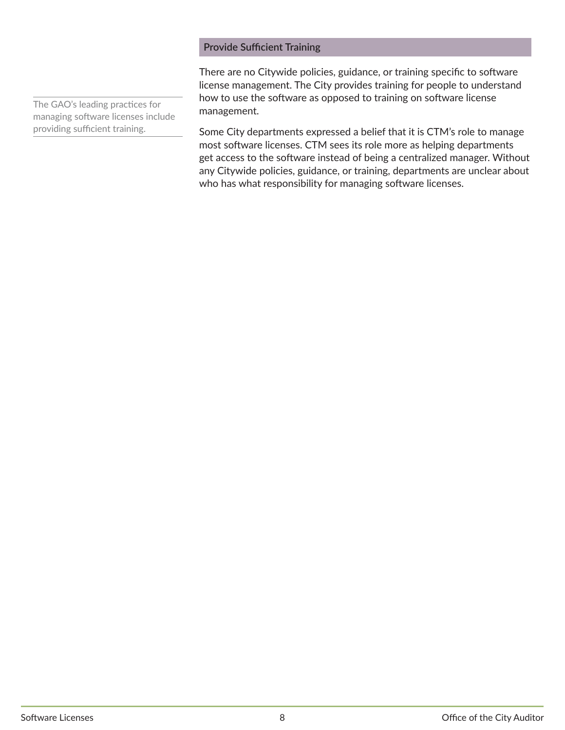### Provide Sufficient Training

The GAO's leading practices for managing software licenses include providing sufficient training.

There are no Citywide policies, guidance, or training specific to software license management. The City provides training for people to understand how to use the software as opposed to training on software license management.

Some City departments expressed a belief that it is CTM's role to manage most software licenses. CTM sees its role more as helping departments get access to the software instead of being a centralized manager. Without any Citywide policies, guidance, or training, departments are unclear about who has what responsibility for managing software licenses.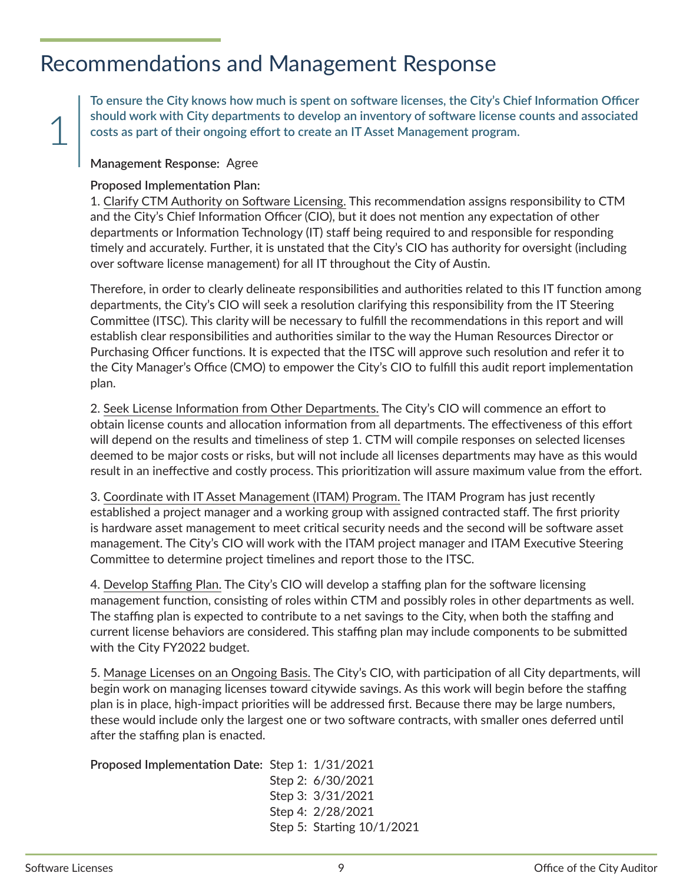# Recommendations and Management Response

1

**To ensure the City knows how much is spent on software licenses, the City's Chief Information Officer should work with City departments to develop an inventory of software license counts and associated costs as part of their ongoing effort to create an IT Asset Management program.**

**Management Response:** Agree

**Proposed Implementation Plan:**

1. Clarify CTM Authority on Software Licensing. This recommendation assigns responsibility to CTM and the City's Chief Information Officer (CIO), but it does not mention any expectation of other departments or Information Technology (IT) staff being required to and responsible for responding timely and accurately. Further, it is unstated that the City's CIO has authority for oversight (including over software license management) for all IT throughout the City of Austin.

Therefore, in order to clearly delineate responsibilities and authorities related to this IT function among departments, the City's CIO will seek a resolution clarifying this responsibility from the IT Steering Committee (ITSC). This clarity will be necessary to fulfill the recommendations in this report and will establish clear responsibilities and authorities similar to the way the Human Resources Director or Purchasing Officer functions. It is expected that the ITSC will approve such resolution and refer it to the City Manager's Office (CMO) to empower the City's CIO to fulfill this audit report implementation plan.

2. Seek License Information from Other Departments. The City's CIO will commence an effort to obtain license counts and allocation information from all departments. The effectiveness of this effort will depend on the results and timeliness of step 1. CTM will compile responses on selected licenses deemed to be major costs or risks, but will not include all licenses departments may have as this would result in an ineffective and costly process. This prioritization will assure maximum value from the effort.

3. Coordinate with IT Asset Management (ITAM) Program. The ITAM Program has just recently established a project manager and a working group with assigned contracted staff. The first priority is hardware asset management to meet critical security needs and the second will be software asset management. The City's CIO will work with the ITAM project manager and ITAM Executive Steering Committee to determine project timelines and report those to the ITSC.

4. Develop Staffing Plan. The City's CIO will develop a staffing plan for the software licensing management function, consisting of roles within CTM and possibly roles in other departments as well. The staffing plan is expected to contribute to a net savings to the City, when both the staffing and current license behaviors are considered. This staffing plan may include components to be submitted with the City FY2022 budget.

5. Manage Licenses on an Ongoing Basis. The City's CIO, with participation of all City departments, will begin work on managing licenses toward citywide savings. As this work will begin before the staffing plan is in place, high-impact priorities will be addressed first. Because there may be large numbers, these would include only the largest one or two software contracts, with smaller ones deferred until after the staffing plan is enacted.

**Proposed Implementation Date:** Step 1: 1/31/2021
Step 2: 6/30/2021
Step 3: 3/31/2021
Step 4: 2/28/2021
Step 5: Starting 10/1/2021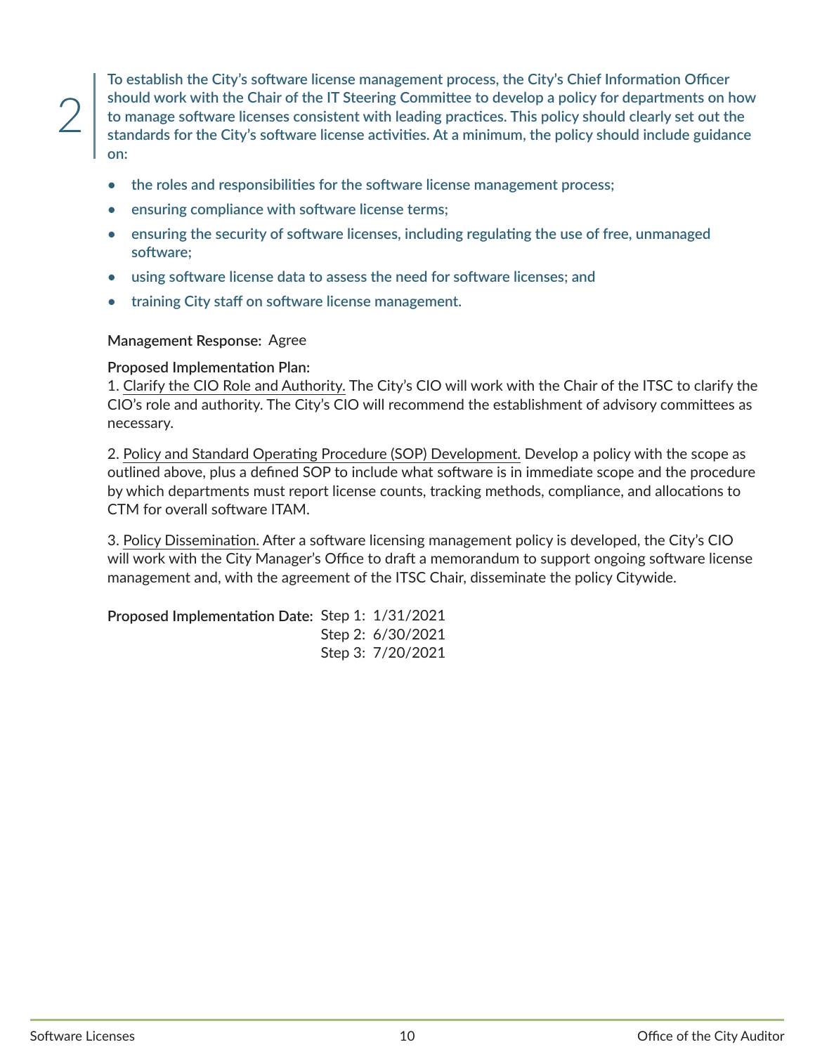2

**To establish the City's software license management process, the City's Chief Information Officer should work with the Chair of the IT Steering Committee to develop a policy for departments on how to manage software licenses consistent with leading practices. This policy should clearly set out the standards for the City's software license activities. At a minimum, the policy should include guidance on:**

- **the roles and responsibilities for the software license management process;**
- **ensuring compliance with software license terms;**
- **ensuring the security of software licenses, including regulating the use of free, unmanaged software;**
- **using software license data to assess the need for software licenses; and**
- **training City staff on software license management.**

**Management Response:** Agree

**Proposed Implementation Plan:**

1. Clarify the CIO Role and Authority. The City's CIO will work with the Chair of the ITSC to clarify the CIO's role and authority. The City's CIO will recommend the establishment of advisory committees as necessary.

2. Policy and Standard Operating Procedure (SOP) Development. Develop a policy with the scope as outlined above, plus a defined SOP to include what software is in immediate scope and the procedure by which departments must report license counts, tracking methods, compliance, and allocations to CTM for overall software ITAM.

3. Policy Dissemination. After a software licensing management policy is developed, the City's CIO will work with the City Manager's Office to draft a memorandum to support ongoing software license management and, with the agreement of the ITSC Chair, disseminate the policy Citywide.

**Proposed Implementation Date:** Step 1: 1/31/2021
Step 2: 6/30/2021
Step 3: 7/20/2021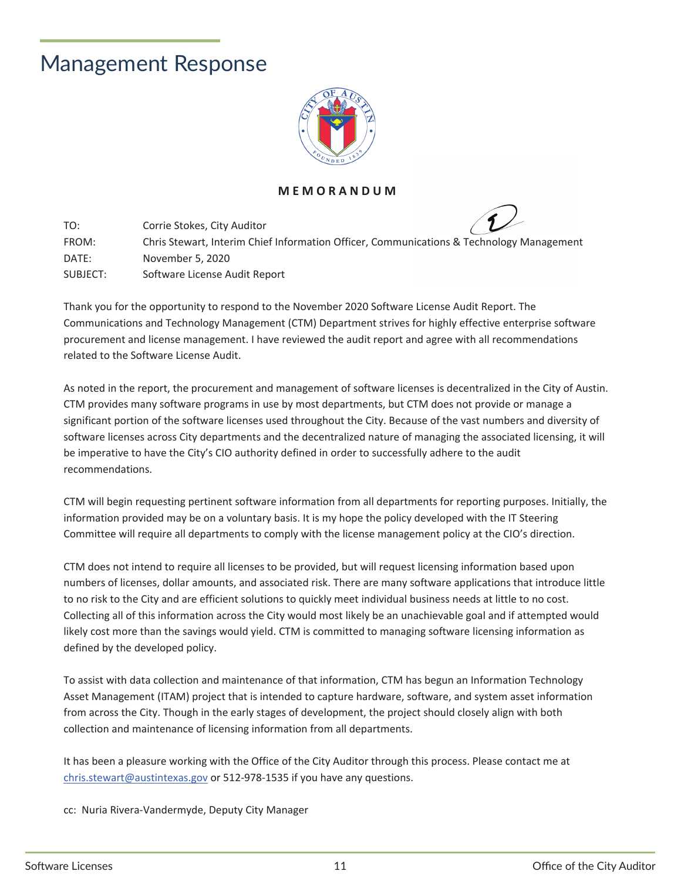# Management Response

**MEMORANDUM**

| | |
|---|---|
| TO: | Corrie Stokes, City Auditor |
| FROM: | Chris Stewart, Interim Chief Information Officer, Communications & Technology Management |
| DATE: | November 5, 2020 |
| SUBJECT: | Software License Audit Report |

Thank you for the opportunity to respond to the November 2020 Software License Audit Report. The Communications and Technology Management (CTM) Department strives for highly effective enterprise software procurement and license management. I have reviewed the audit report and agree with all recommendations related to the Software License Audit.

As noted in the report, the procurement and management of software licenses is decentralized in the City of Austin. CTM provides many software programs in use by most departments, but CTM does not provide or manage a significant portion of the software licenses used throughout the City. Because of the vast numbers and diversity of software licenses across City departments and the decentralized nature of managing the associated licensing, it will be imperative to have the City's CIO authority defined in order to successfully adhere to the audit recommendations.

CTM will begin requesting pertinent software information from all departments for reporting purposes. Initially, the information provided may be on a voluntary basis. It is my hope the policy developed with the IT Steering Committee will require all departments to comply with the license management policy at the CIO's direction.

CTM does not intend to require all licenses to be provided, but will request licensing information based upon numbers of licenses, dollar amounts, and associated risk. There are many software applications that introduce little to no risk to the City and are efficient solutions to quickly meet individual business needs at little to no cost. Collecting all of this information across the City would most likely be an unachievable goal and if attempted would likely cost more than the savings would yield. CTM is committed to managing software licensing information as defined by the developed policy.

To assist with data collection and maintenance of that information, CTM has begun an Information Technology Asset Management (ITAM) project that is intended to capture hardware, software, and system asset information from across the City. Though in the early stages of development, the project should closely align with both collection and maintenance of licensing information from all departments.

It has been a pleasure working with the Office of the City Auditor through this process. Please contact me at chris.stewart@austintexas.gov or 512-978-1535 if you have any questions.

cc: Nuria Rivera-Vandermyde, Deputy City Manager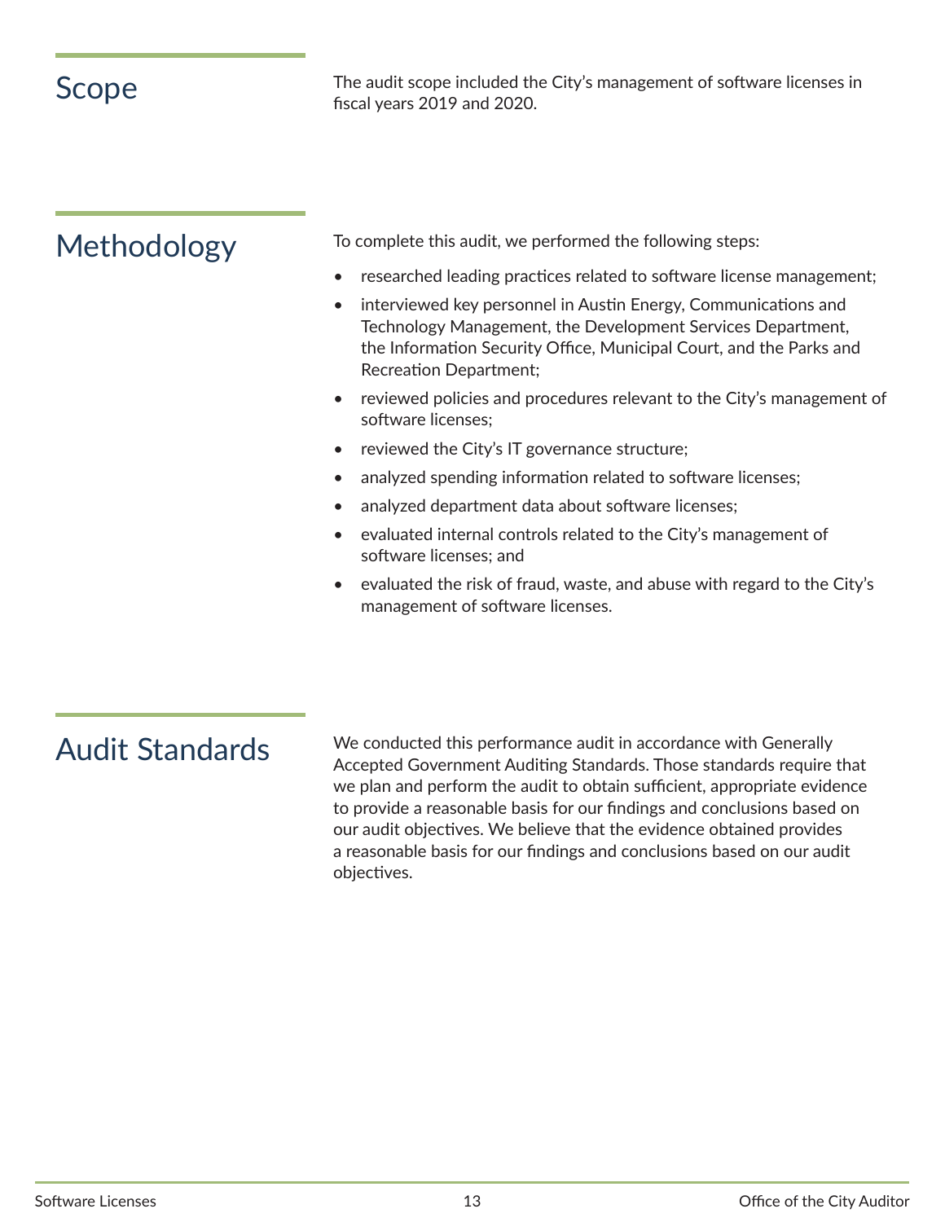## Scope

The audit scope included the City's management of software licenses in fiscal years 2019 and 2020.

## Methodology

To complete this audit, we performed the following steps:

- researched leading practices related to software license management;
- interviewed key personnel in Austin Energy, Communications and Technology Management, the Development Services Department, the Information Security Office, Municipal Court, and the Parks and Recreation Department;
- reviewed policies and procedures relevant to the City's management of software licenses;
- reviewed the City's IT governance structure;
- analyzed spending information related to software licenses;
- analyzed department data about software licenses;
- evaluated internal controls related to the City's management of software licenses; and
- evaluated the risk of fraud, waste, and abuse with regard to the City's management of software licenses.

## Audit Standards

We conducted this performance audit in accordance with Generally Accepted Government Auditing Standards. Those standards require that we plan and perform the audit to obtain sufficient, appropriate evidence to provide a reasonable basis for our findings and conclusions based on our audit objectives. We believe that the evidence obtained provides a reasonable basis for our findings and conclusions based on our audit objectives.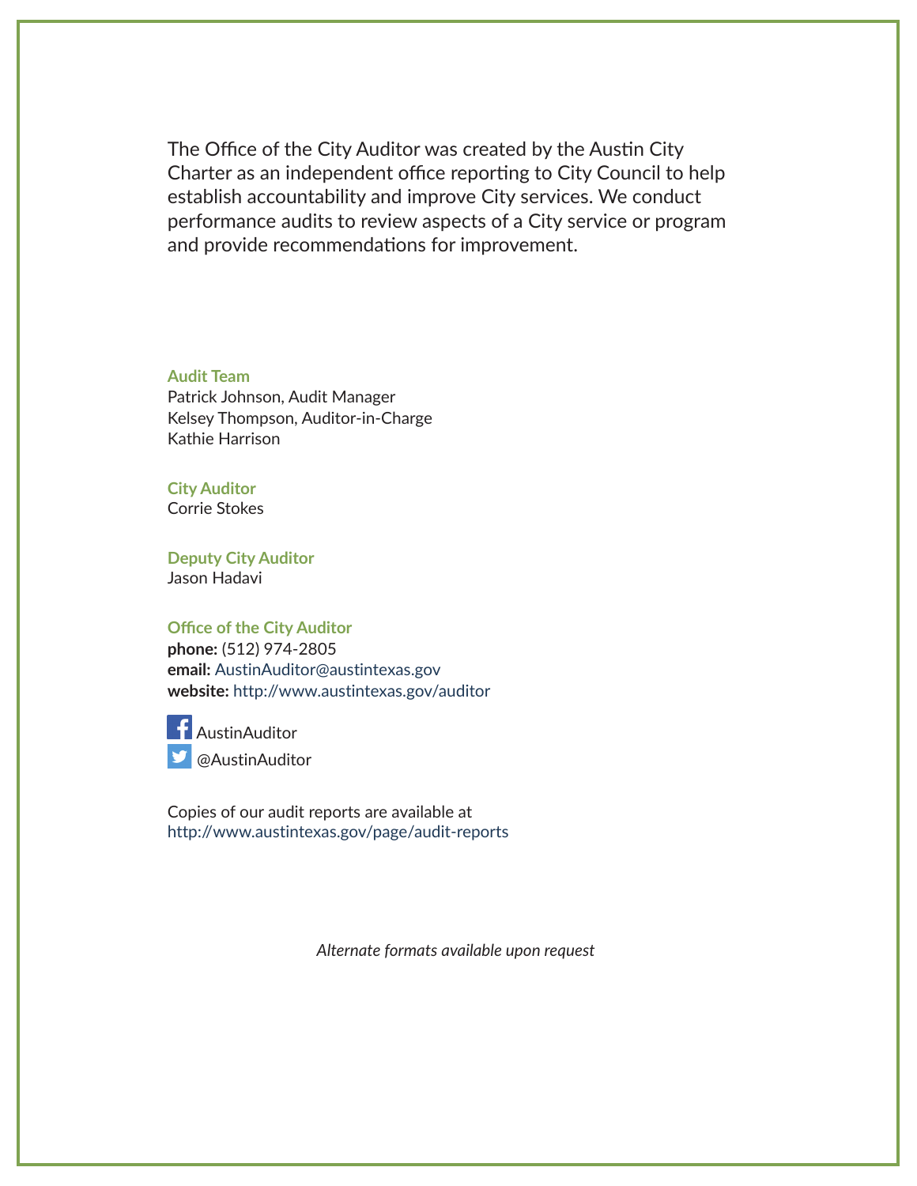The Office of the City Auditor was created by the Austin City Charter as an independent office reporting to City Council to help establish accountability and improve City services. We conduct performance audits to review aspects of a City service or program and provide recommendations for improvement.

**Audit Team**
Patrick Johnson, Audit Manager
Kelsey Thompson, Auditor-in-Charge
Kathie Harrison

**City Auditor**
Corrie Stokes

**Deputy City Auditor**
Jason Hadavi

**Office of the City Auditor**
**phone:** (512) 974-2805
**email:** AustinAuditor@austintexas.gov
**website:** http://www.austintexas.gov/auditor

AustinAuditor
@AustinAuditor

Copies of our audit reports are available at
http://www.austintexas.gov/page/audit-reports

*Alternate formats available upon request*